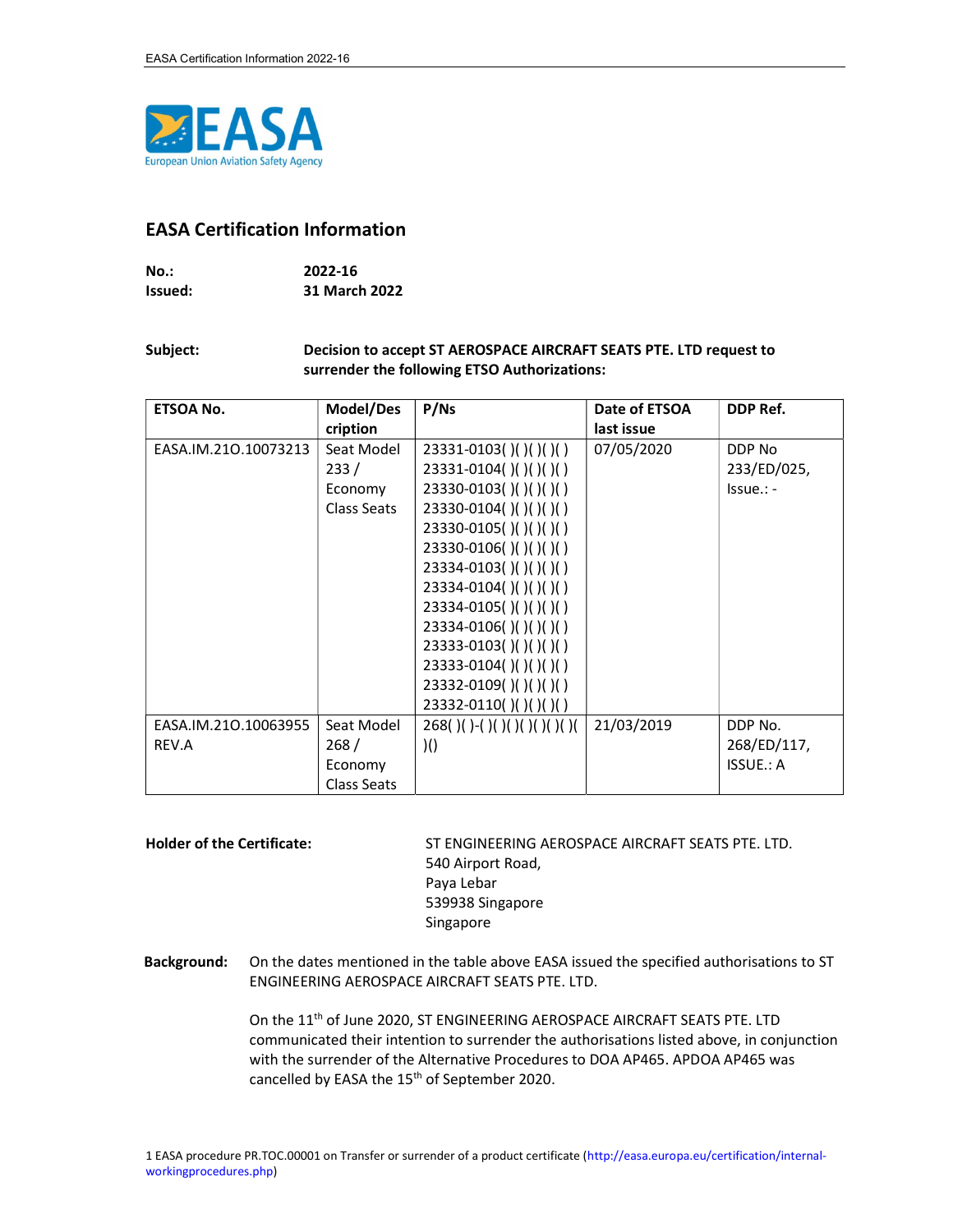# EASA Certification Information

**No.:** 2022-16

**Issued:** 31 March 2022

**Subject:** Decision to accept ST AEROSPACE AIRCRAFT SEATS PTE. LTD request to surrender the following ETSO Authorizations:

| ETSOA No. | Model/Description | P/Ns | Date of ETSOA last issue | DDP Ref. |
|---|---|---|---|---|
| EASA.IM.21O.10073213 | Seat Model 233 / Economy Class Seats | 23331-0103( )( )( )( )<br>23331-0104( )( )( )( )<br>23330-0103( )( )( )( )<br>23330-0104( )( )( )( )<br>23330-0105( )( )( )( )<br>23330-0106( )( )( )( )<br>23334-0103( )( )( )( )<br>23334-0104( )( )( )( )<br>23334-0105( )( )( )( )<br>23334-0106( )( )( )( )<br>23333-0103( )( )( )( )<br>23333-0104( )( )( )( )<br>23332-0109( )( )( )( )<br>23332-0110( )( )( )( ) | 07/05/2020 | DDP No 233/ED/025, Issue.: - |
| EASA.IM.21O.10063955 REV.A | Seat Model 268 / Economy Class Seats | 268( )( )-( )( )( )( )( )( )( )( )( )() | 21/03/2019 | DDP No. 268/ED/117, ISSUE.: A |

**Holder of the Certificate:**

ST ENGINEERING AEROSPACE AIRCRAFT SEATS PTE. LTD.
540 Airport Road,
Paya Lebar
539938 Singapore
Singapore

**Background:** On the dates mentioned in the table above EASA issued the specified authorisations to ST ENGINEERING AEROSPACE AIRCRAFT SEATS PTE. LTD.

On the 11th of June 2020, ST ENGINEERING AEROSPACE AIRCRAFT SEATS PTE. LTD communicated their intention to surrender the authorisations listed above, in conjunction with the surrender of the Alternative Procedures to DOA AP465. APDOA AP465 was cancelled by EASA the 15th of September 2020.

1 EASA procedure PR.TOC.00001 on Transfer or surrender of a product certificate (http://easa.europa.eu/certification/internal-workingprocedures.php)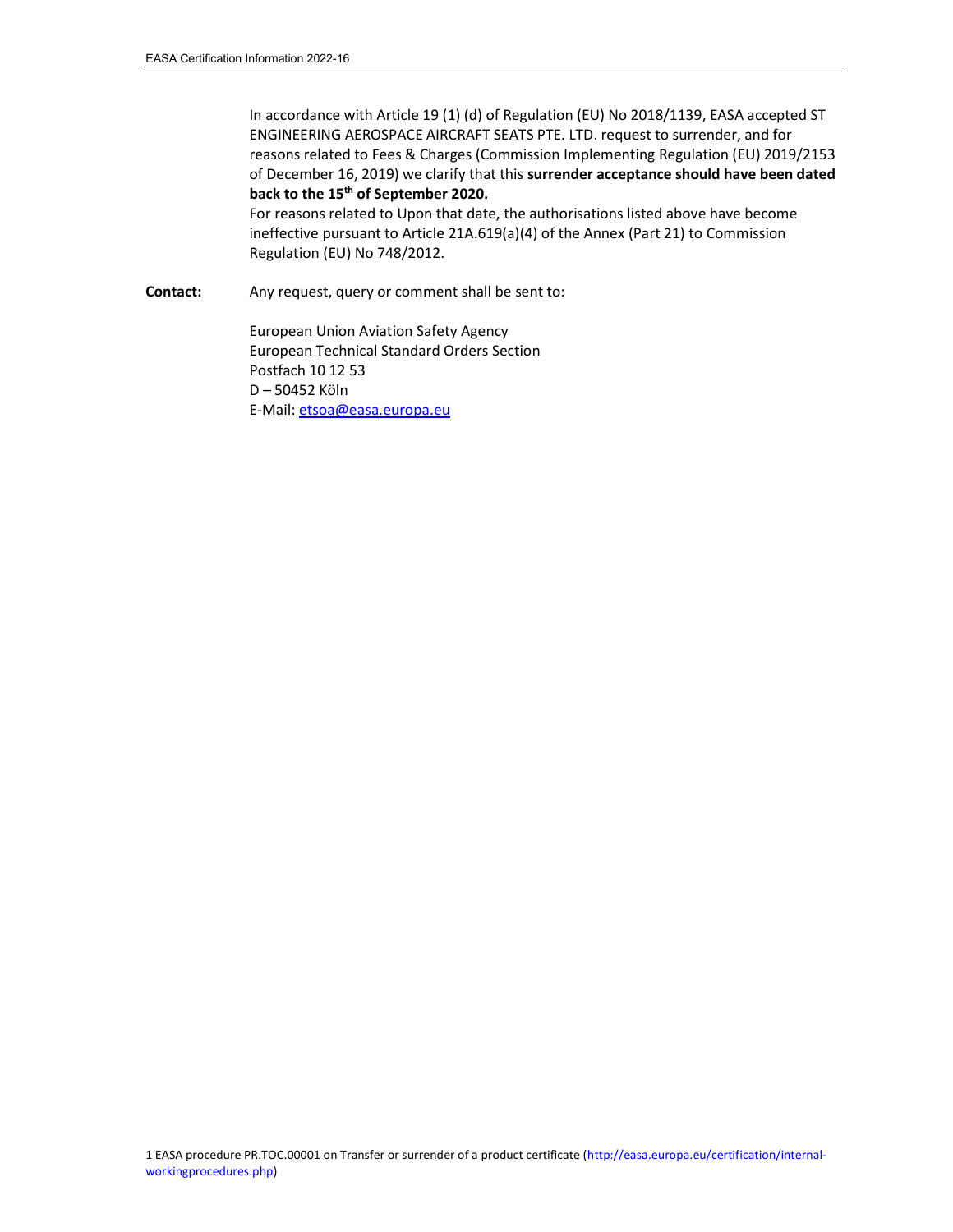In accordance with Article 19 (1) (d) of Regulation (EU) No 2018/1139, EASA accepted ST ENGINEERING AEROSPACE AIRCRAFT SEATS PTE. LTD. request to surrender, and for reasons related to Fees & Charges (Commission Implementing Regulation (EU) 2019/2153 of December 16, 2019) we clarify that this **surrender acceptance should have been dated back to the 15th of September 2020.**

For reasons related to Upon that date, the authorisations listed above have become ineffective pursuant to Article 21A.619(a)(4) of the Annex (Part 21) to Commission Regulation (EU) No 748/2012.

**Contact:** Any request, query or comment shall be sent to:

European Union Aviation Safety Agency
European Technical Standard Orders Section
Postfach 10 12 53
D – 50452 Köln
E-Mail: etsoa@easa.europa.eu

1 EASA procedure PR.TOC.00001 on Transfer or surrender of a product certificate (http://easa.europa.eu/certification/internal-workingprocedures.php)